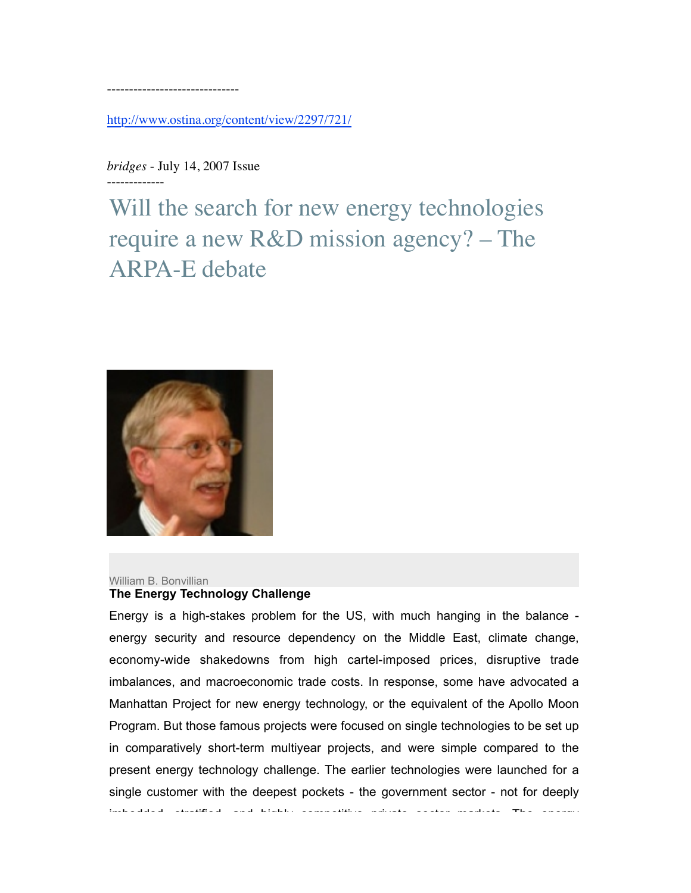------------------------------

http://www.ostina.org/content/view/2297/721/

*bridges* - July 14, 2007 Issue

-------------

# Will the search for new energy technologies require a new R&D mission agency? – The ARPA-E debate

William B. Bonvillian

**The Energy Technology Challenge**

Energy is a high-stakes problem for the US, with much hanging in the balance - energy security and resource dependency on the Middle East, climate change, economy-wide shakedowns from high cartel-imposed prices, disruptive trade imbalances, and macroeconomic trade costs. In response, some have advocated a Manhattan Project for new energy technology, or the equivalent of the Apollo Moon Program. But those famous projects were focused on single technologies to be set up in comparatively short-term multiyear projects, and were simple compared to the present energy technology challenge. The earlier technologies were launched for a single customer with the deepest pockets - the government sector - not for deeply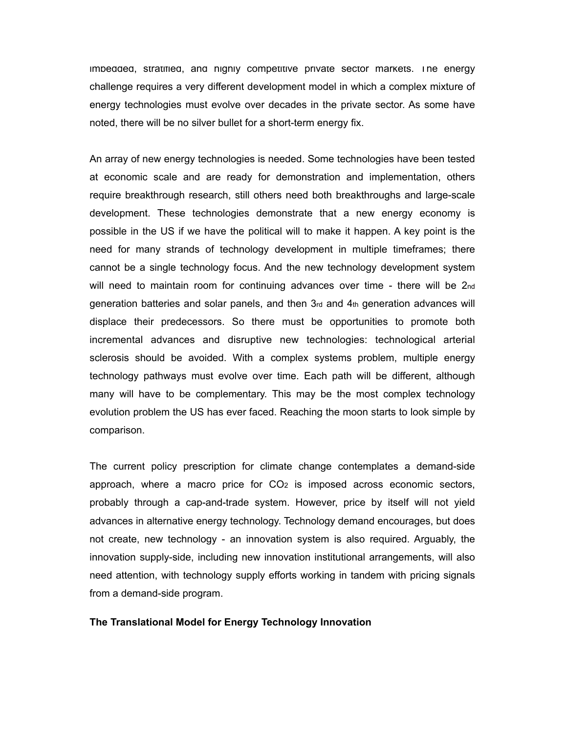imbedded, stratified, and highly competitive private sector markets. The energy challenge requires a very different development model in which a complex mixture of energy technologies must evolve over decades in the private sector. As some have noted, there will be no silver bullet for a short-term energy fix.

An array of new energy technologies is needed. Some technologies have been tested at economic scale and are ready for demonstration and implementation, others require breakthrough research, still others need both breakthroughs and large-scale development. These technologies demonstrate that a new energy economy is possible in the US if we have the political will to make it happen. A key point is the need for many strands of technology development in multiple timeframes; there cannot be a single technology focus. And the new technology development system will need to maintain room for continuing advances over time - there will be 2nd generation batteries and solar panels, and then 3rd and 4th generation advances will displace their predecessors. So there must be opportunities to promote both incremental advances and disruptive new technologies: technological arterial sclerosis should be avoided. With a complex systems problem, multiple energy technology pathways must evolve over time. Each path will be different, although many will have to be complementary. This may be the most complex technology evolution problem the US has ever faced. Reaching the moon starts to look simple by comparison.

The current policy prescription for climate change contemplates a demand-side approach, where a macro price for $CO_2$ is imposed across economic sectors, probably through a cap-and-trade system. However, price by itself will not yield advances in alternative energy technology. Technology demand encourages, but does not create, new technology - an innovation system is also required. Arguably, the innovation supply-side, including new innovation institutional arrangements, will also need attention, with technology supply efforts working in tandem with pricing signals from a demand-side program.

**The Translational Model for Energy Technology Innovation**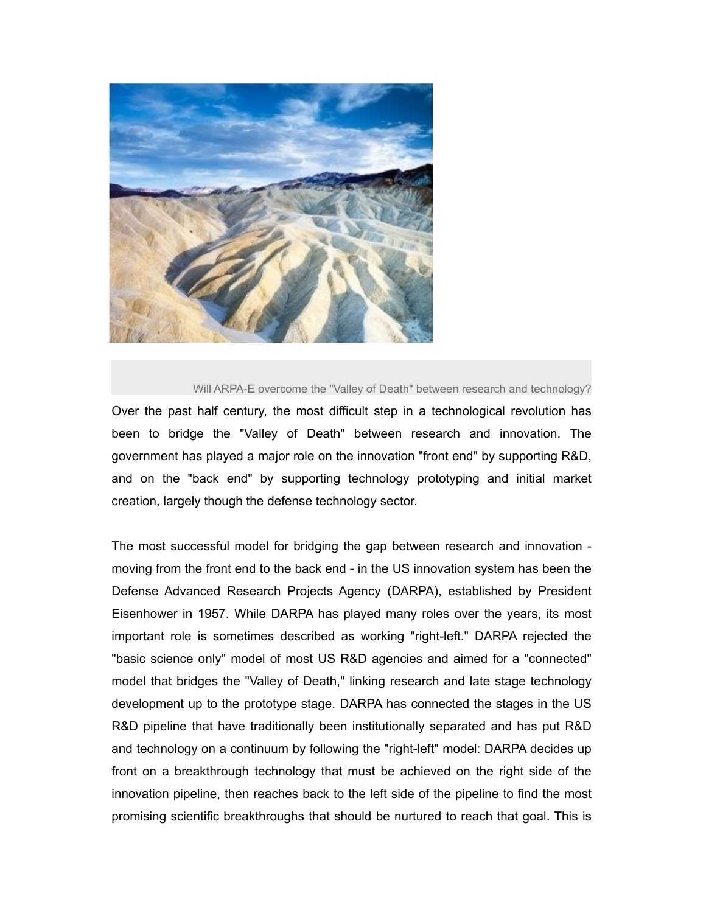Will ARPA-E overcome the "Valley of Death" between research and technology?

Over the past half century, the most difficult step in a technological revolution has been to bridge the "Valley of Death" between research and innovation. The government has played a major role on the innovation "front end" by supporting R&D, and on the "back end" by supporting technology prototyping and initial market creation, largely though the defense technology sector.

The most successful model for bridging the gap between research and innovation - moving from the front end to the back end - in the US innovation system has been the Defense Advanced Research Projects Agency (DARPA), established by President Eisenhower in 1957. While DARPA has played many roles over the years, its most important role is sometimes described as working "right-left." DARPA rejected the "basic science only" model of most US R&D agencies and aimed for a "connected" model that bridges the "Valley of Death," linking research and late stage technology development up to the prototype stage. DARPA has connected the stages in the US R&D pipeline that have traditionally been institutionally separated and has put R&D and technology on a continuum by following the "right-left" model: DARPA decides up front on a breakthrough technology that must be achieved on the right side of the innovation pipeline, then reaches back to the left side of the pipeline to find the most promising scientific breakthroughs that should be nurtured to reach that goal. This is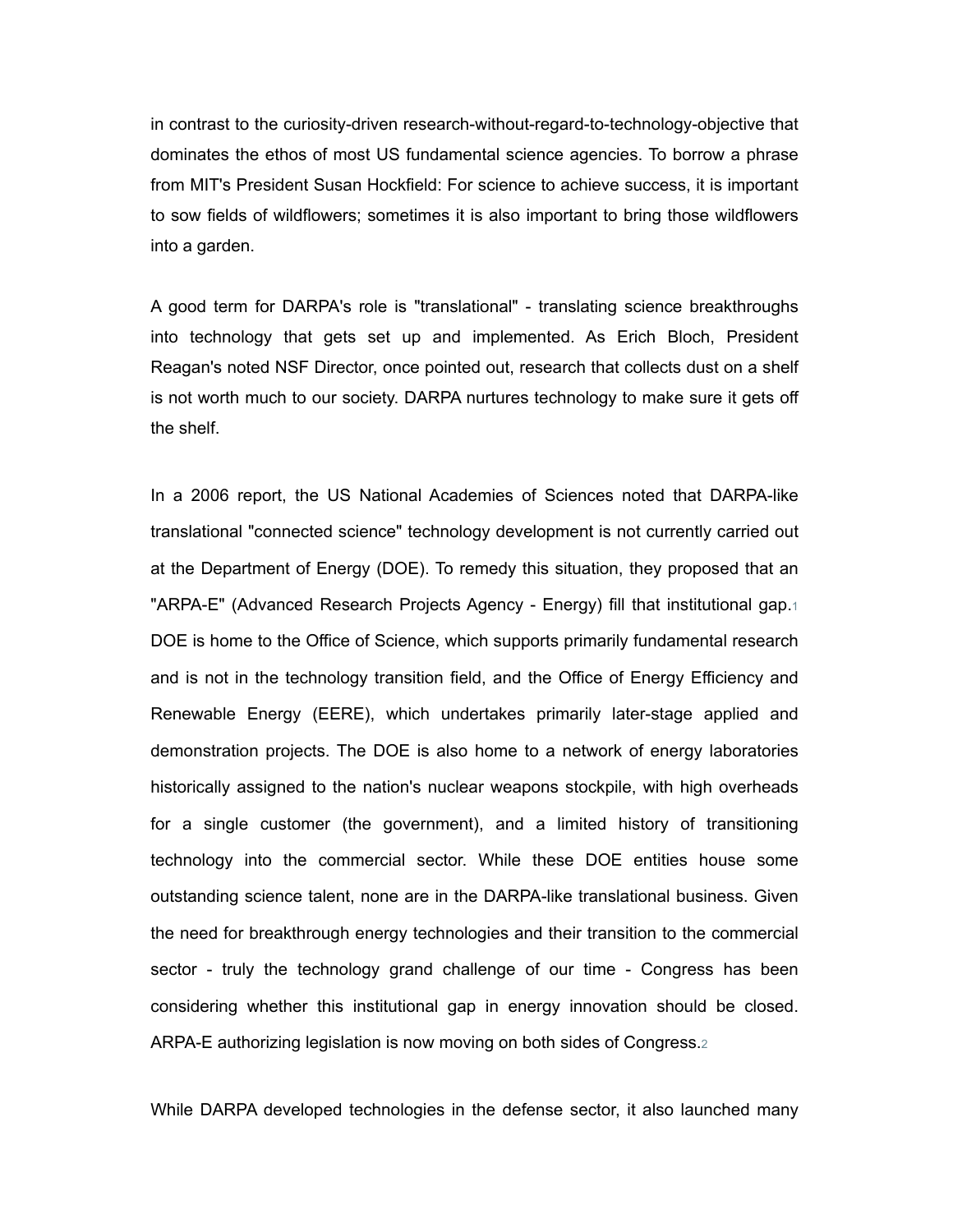in contrast to the curiosity-driven research-without-regard-to-technology-objective that dominates the ethos of most US fundamental science agencies. To borrow a phrase from MIT's President Susan Hockfield: For science to achieve success, it is important to sow fields of wildflowers; sometimes it is also important to bring those wildflowers into a garden.

A good term for DARPA's role is "translational" - translating science breakthroughs into technology that gets set up and implemented. As Erich Bloch, President Reagan's noted NSF Director, once pointed out, research that collects dust on a shelf is not worth much to our society. DARPA nurtures technology to make sure it gets off the shelf.

In a 2006 report, the US National Academies of Sciences noted that DARPA-like translational "connected science" technology development is not currently carried out at the Department of Energy (DOE). To remedy this situation, they proposed that an "ARPA-E" (Advanced Research Projects Agency - Energy) fill that institutional gap.[1] DOE is home to the Office of Science, which supports primarily fundamental research and is not in the technology transition field, and the Office of Energy Efficiency and Renewable Energy (EERE), which undertakes primarily later-stage applied and demonstration projects. The DOE is also home to a network of energy laboratories historically assigned to the nation's nuclear weapons stockpile, with high overheads for a single customer (the government), and a limited history of transitioning technology into the commercial sector. While these DOE entities house some outstanding science talent, none are in the DARPA-like translational business. Given the need for breakthrough energy technologies and their transition to the commercial sector - truly the technology grand challenge of our time - Congress has been considering whether this institutional gap in energy innovation should be closed. ARPA-E authorizing legislation is now moving on both sides of Congress.[2]

While DARPA developed technologies in the defense sector, it also launched many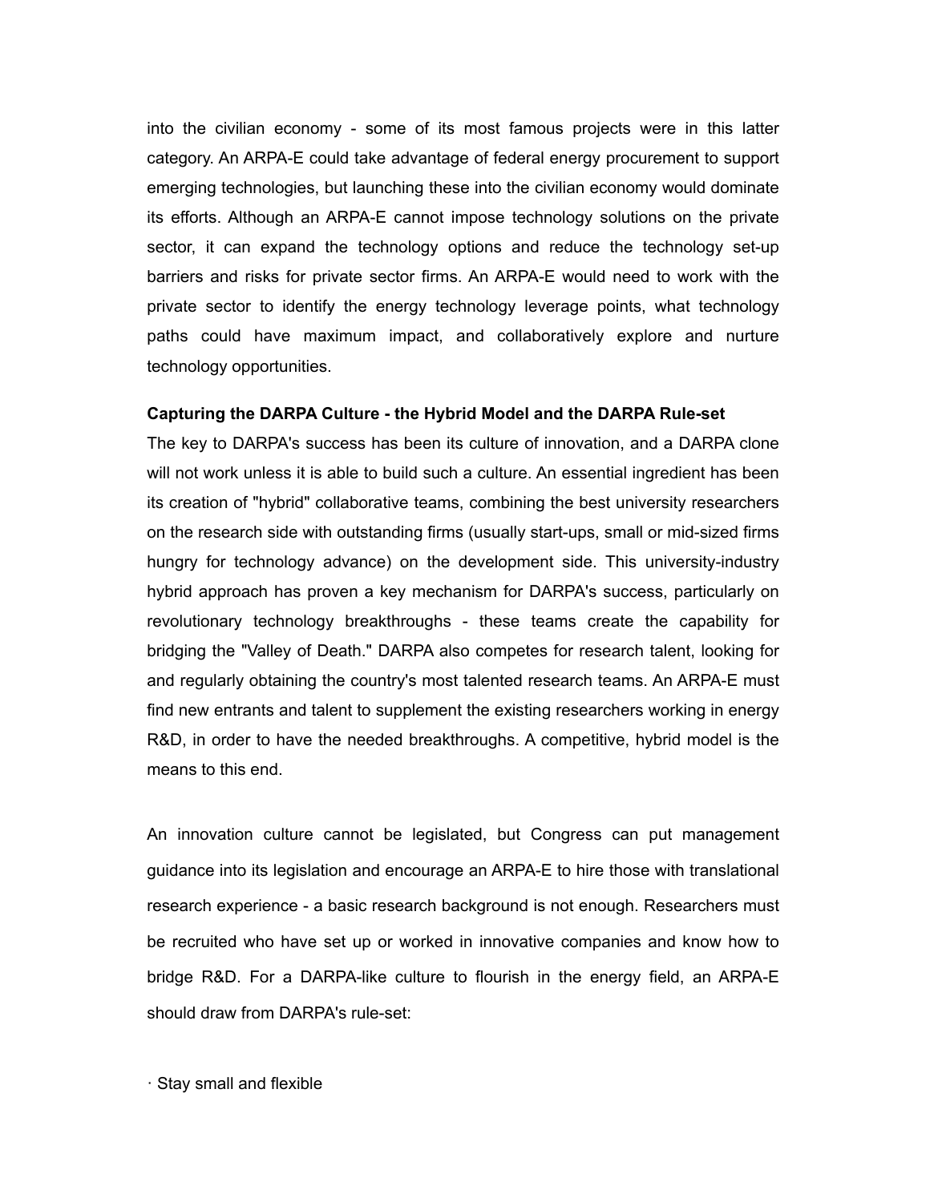into the civilian economy - some of its most famous projects were in this latter category. An ARPA-E could take advantage of federal energy procurement to support emerging technologies, but launching these into the civilian economy would dominate its efforts. Although an ARPA-E cannot impose technology solutions on the private sector, it can expand the technology options and reduce the technology set-up barriers and risks for private sector firms. An ARPA-E would need to work with the private sector to identify the energy technology leverage points, what technology paths could have maximum impact, and collaboratively explore and nurture technology opportunities.

**Capturing the DARPA Culture - the Hybrid Model and the DARPA Rule-set**

The key to DARPA's success has been its culture of innovation, and a DARPA clone will not work unless it is able to build such a culture. An essential ingredient has been its creation of "hybrid" collaborative teams, combining the best university researchers on the research side with outstanding firms (usually start-ups, small or mid-sized firms hungry for technology advance) on the development side. This university-industry hybrid approach has proven a key mechanism for DARPA's success, particularly on revolutionary technology breakthroughs - these teams create the capability for bridging the "Valley of Death." DARPA also competes for research talent, looking for and regularly obtaining the country's most talented research teams. An ARPA-E must find new entrants and talent to supplement the existing researchers working in energy R&D, in order to have the needed breakthroughs. A competitive, hybrid model is the means to this end.

An innovation culture cannot be legislated, but Congress can put management guidance into its legislation and encourage an ARPA-E to hire those with translational research experience - a basic research background is not enough. Researchers must be recruited who have set up or worked in innovative companies and know how to bridge R&D. For a DARPA-like culture to flourish in the energy field, an ARPA-E should draw from DARPA's rule-set:

- Stay small and flexible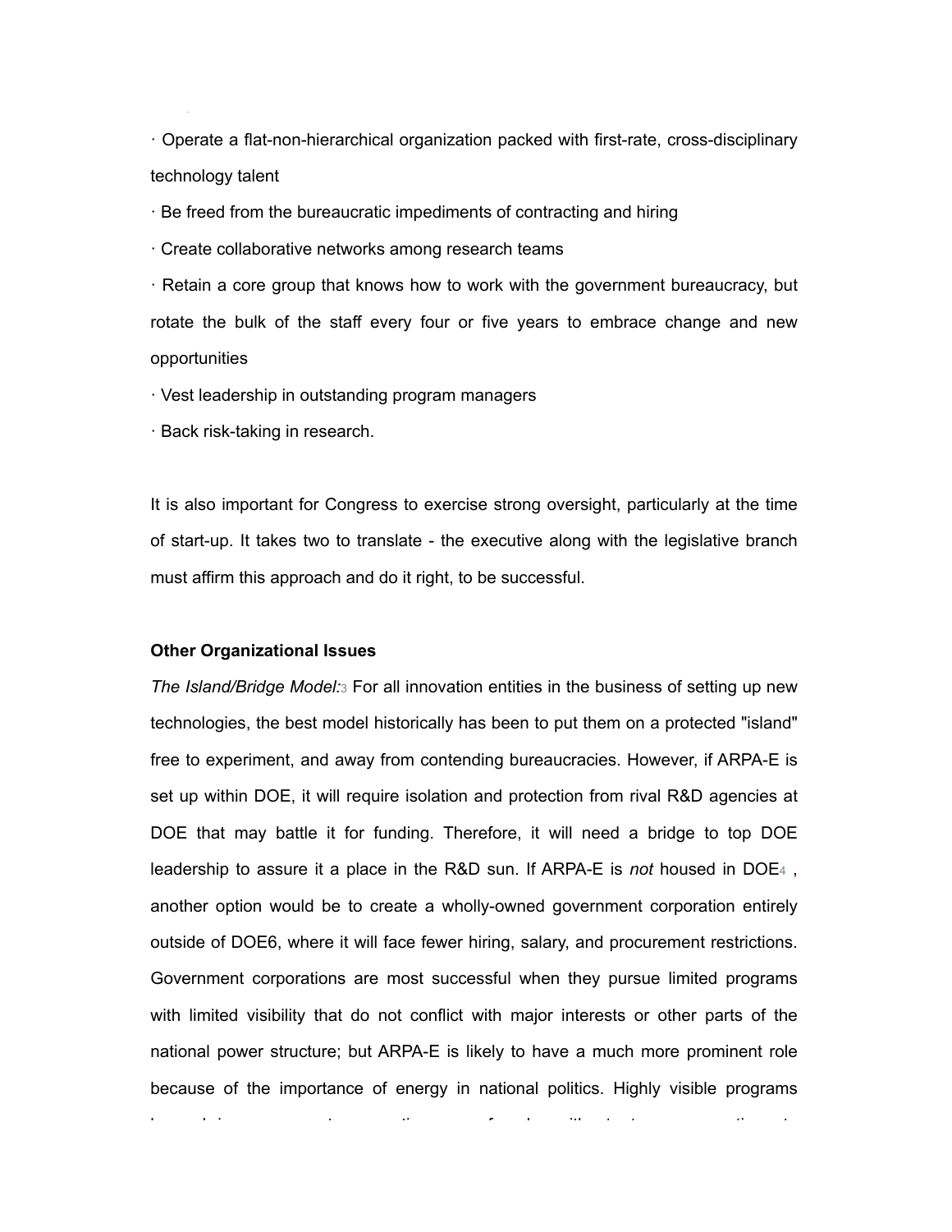· Operate a flat-non-hierarchical organization packed with first-rate, cross-disciplinary technology talent

· Be freed from the bureaucratic impediments of contracting and hiring

· Create collaborative networks among research teams

· Retain a core group that knows how to work with the government bureaucracy, but rotate the bulk of the staff every four or five years to embrace change and new opportunities

· Vest leadership in outstanding program managers

· Back risk-taking in research.

It is also important for Congress to exercise strong oversight, particularly at the time of start-up. It takes two to translate - the executive along with the legislative branch must affirm this approach and do it right, to be successful.

**Other Organizational Issues**

*The Island/Bridge Model:*[3] For all innovation entities in the business of setting up new technologies, the best model historically has been to put them on a protected "island" free to experiment, and away from contending bureaucracies. However, if ARPA-E is set up within DOE, it will require isolation and protection from rival R&D agencies at DOE that may battle it for funding. Therefore, it will need a bridge to top DOE leadership to assure it a place in the R&D sun. If ARPA-E is *not* housed in DOE[4] , another option would be to create a wholly-owned government corporation entirely outside of DOE6, where it will face fewer hiring, salary, and procurement restrictions. Government corporations are most successful when they pursue limited programs with limited visibility that do not conflict with major interests or other parts of the national power structure; but ARPA-E is likely to have a much more prominent role because of the importance of energy in national politics. Highly visible programs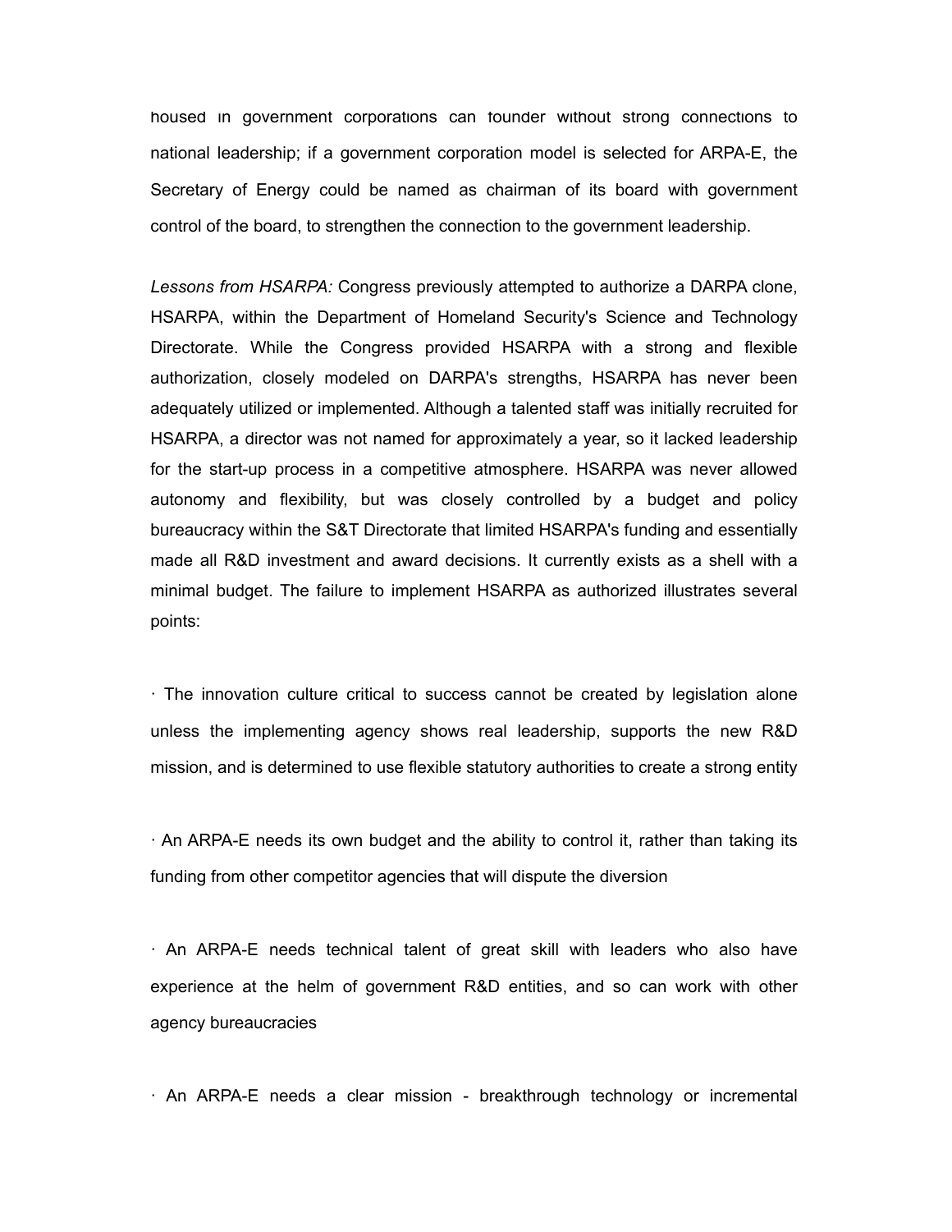housed in government corporations can founder without strong connections to national leadership; if a government corporation model is selected for ARPA-E, the Secretary of Energy could be named as chairman of its board with government control of the board, to strengthen the connection to the government leadership.

*Lessons from HSARPA:* Congress previously attempted to authorize a DARPA clone, HSARPA, within the Department of Homeland Security's Science and Technology Directorate. While the Congress provided HSARPA with a strong and flexible authorization, closely modeled on DARPA's strengths, HSARPA has never been adequately utilized or implemented. Although a talented staff was initially recruited for HSARPA, a director was not named for approximately a year, so it lacked leadership for the start-up process in a competitive atmosphere. HSARPA was never allowed autonomy and flexibility, but was closely controlled by a budget and policy bureaucracy within the S&T Directorate that limited HSARPA's funding and essentially made all R&D investment and award decisions. It currently exists as a shell with a minimal budget. The failure to implement HSARPA as authorized illustrates several points:

· The innovation culture critical to success cannot be created by legislation alone unless the implementing agency shows real leadership, supports the new R&D mission, and is determined to use flexible statutory authorities to create a strong entity

· An ARPA-E needs its own budget and the ability to control it, rather than taking its funding from other competitor agencies that will dispute the diversion

· An ARPA-E needs technical talent of great skill with leaders who also have experience at the helm of government R&D entities, and so can work with other agency bureaucracies

· An ARPA-E needs a clear mission - breakthrough technology or incremental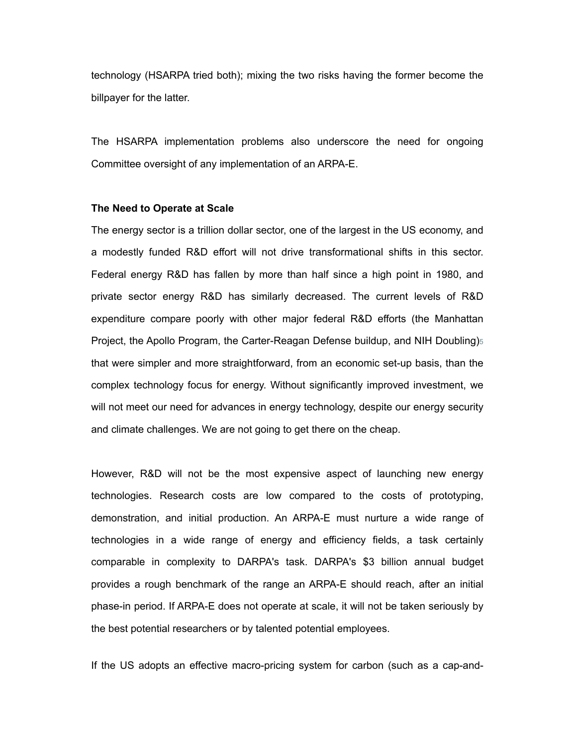technology (HSARPA tried both); mixing the two risks having the former become the billpayer for the latter.

The HSARPA implementation problems also underscore the need for ongoing Committee oversight of any implementation of an ARPA-E.

**The Need to Operate at Scale**

The energy sector is a trillion dollar sector, one of the largest in the US economy, and a modestly funded R&D effort will not drive transformational shifts in this sector. Federal energy R&D has fallen by more than half since a high point in 1980, and private sector energy R&D has similarly decreased. The current levels of R&D expenditure compare poorly with other major federal R&D efforts (the Manhattan Project, the Apollo Program, the Carter-Reagan Defense buildup, and NIH Doubling)[5] that were simpler and more straightforward, from an economic set-up basis, than the complex technology focus for energy. Without significantly improved investment, we will not meet our need for advances in energy technology, despite our energy security and climate challenges. We are not going to get there on the cheap.

However, R&D will not be the most expensive aspect of launching new energy technologies. Research costs are low compared to the costs of prototyping, demonstration, and initial production. An ARPA-E must nurture a wide range of technologies in a wide range of energy and efficiency fields, a task certainly comparable in complexity to DARPA's task. DARPA's $3 billion annual budget provides a rough benchmark of the range an ARPA-E should reach, after an initial phase-in period. If ARPA-E does not operate at scale, it will not be taken seriously by the best potential researchers or by talented potential employees.

If the US adopts an effective macro-pricing system for carbon (such as a cap-and-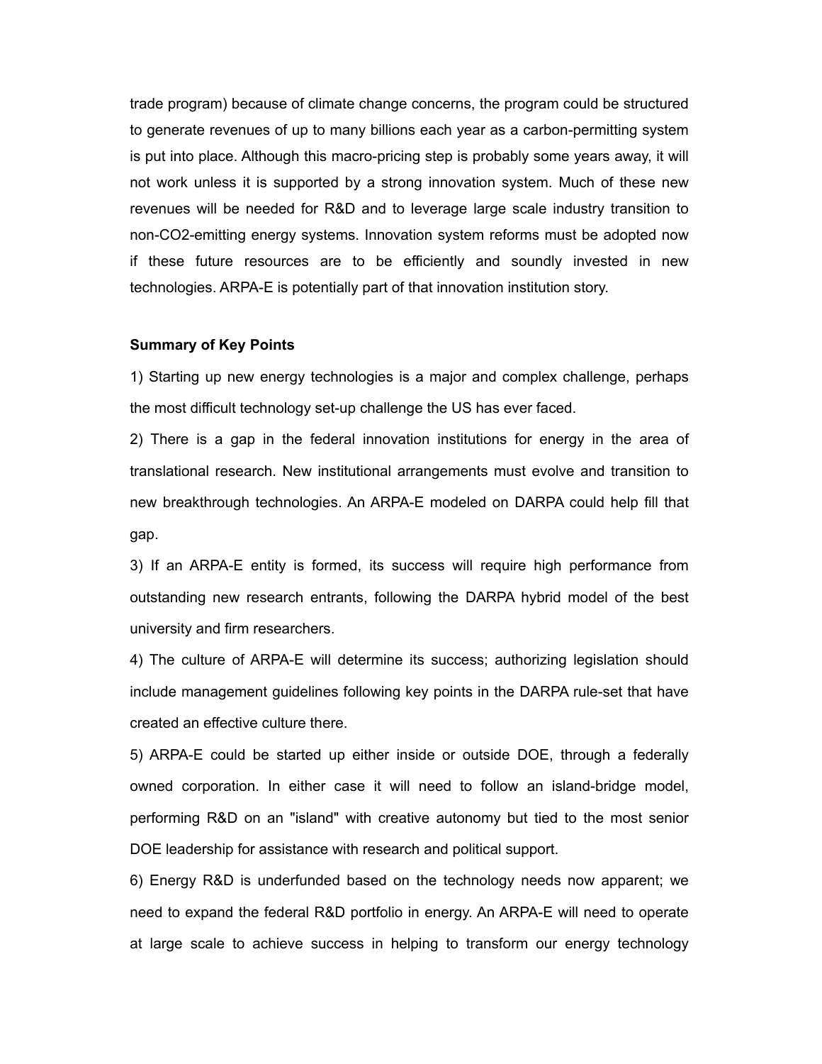trade program) because of climate change concerns, the program could be structured to generate revenues of up to many billions each year as a carbon-permitting system is put into place. Although this macro-pricing step is probably some years away, it will not work unless it is supported by a strong innovation system. Much of these new revenues will be needed for R&D and to leverage large scale industry transition to non-CO2-emitting energy systems. Innovation system reforms must be adopted now if these future resources are to be efficiently and soundly invested in new technologies. ARPA-E is potentially part of that innovation institution story.

**Summary of Key Points**

1) Starting up new energy technologies is a major and complex challenge, perhaps the most difficult technology set-up challenge the US has ever faced.

2) There is a gap in the federal innovation institutions for energy in the area of translational research. New institutional arrangements must evolve and transition to new breakthrough technologies. An ARPA-E modeled on DARPA could help fill that gap.

3) If an ARPA-E entity is formed, its success will require high performance from outstanding new research entrants, following the DARPA hybrid model of the best university and firm researchers.

4) The culture of ARPA-E will determine its success; authorizing legislation should include management guidelines following key points in the DARPA rule-set that have created an effective culture there.

5) ARPA-E could be started up either inside or outside DOE, through a federally owned corporation. In either case it will need to follow an island-bridge model, performing R&D on an "island" with creative autonomy but tied to the most senior DOE leadership for assistance with research and political support.

6) Energy R&D is underfunded based on the technology needs now apparent; we need to expand the federal R&D portfolio in energy. An ARPA-E will need to operate at large scale to achieve success in helping to transform our energy technology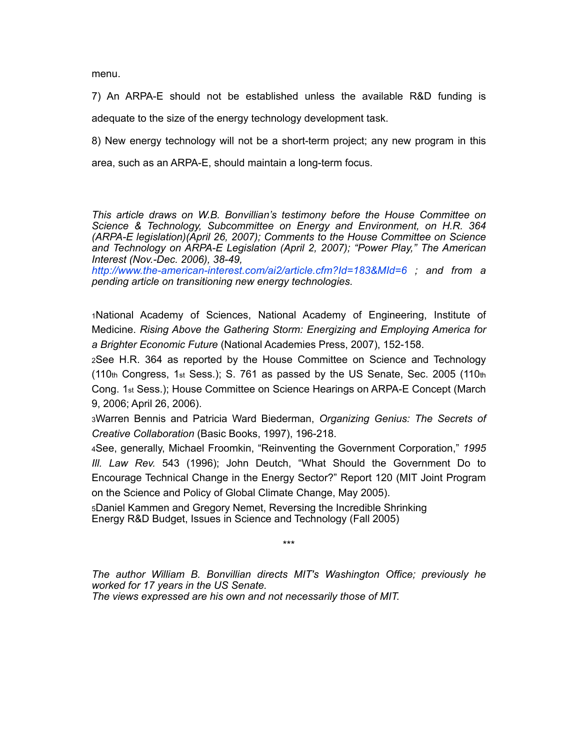menu.

7) An ARPA-E should not be established unless the available R&D funding is adequate to the size of the energy technology development task.

8) New energy technology will not be a short-term project; any new program in this area, such as an ARPA-E, should maintain a long-term focus.

*This article draws on W.B. Bonvillian's testimony before the House Committee on Science & Technology, Subcommittee on Energy and Environment, on H.R. 364 (ARPA-E legislation)(April 26, 2007); Comments to the House Committee on Science and Technology on ARPA-E Legislation (April 2, 2007); "Power Play," The American Interest (Nov.-Dec. 2006), 38-49, http://www.the-american-interest.com/ai2/article.cfm?Id=183&MId=6 ; and from a pending article on transitioning new energy technologies.*

[1] National Academy of Sciences, National Academy of Engineering, Institute of Medicine. *Rising Above the Gathering Storm: Energizing and Employing America for a Brighter Economic Future* (National Academies Press, 2007), 152-158.

[2] See H.R. 364 as reported by the House Committee on Science and Technology (110th Congress, 1st Sess.); S. 761 as passed by the US Senate, Sec. 2005 (110th Cong. 1st Sess.); House Committee on Science Hearings on ARPA-E Concept (March 9, 2006; April 26, 2006).

[3] Warren Bennis and Patricia Ward Biederman, *Organizing Genius: The Secrets of Creative Collaboration* (Basic Books, 1997), 196-218.

[4] See, generally, Michael Froomkin, "Reinventing the Government Corporation," *1995 Ill. Law Rev.* 543 (1996); John Deutch, "What Should the Government Do to Encourage Technical Change in the Energy Sector?" Report 120 (MIT Joint Program on the Science and Policy of Global Climate Change, May 2005).

[5] Daniel Kammen and Gregory Nemet, Reversing the Incredible Shrinking Energy R&D Budget, Issues in Science and Technology (Fall 2005)

***

*The author William B. Bonvillian directs MIT's Washington Office; previously he worked for 17 years in the US Senate.*
*The views expressed are his own and not necessarily those of MIT.*